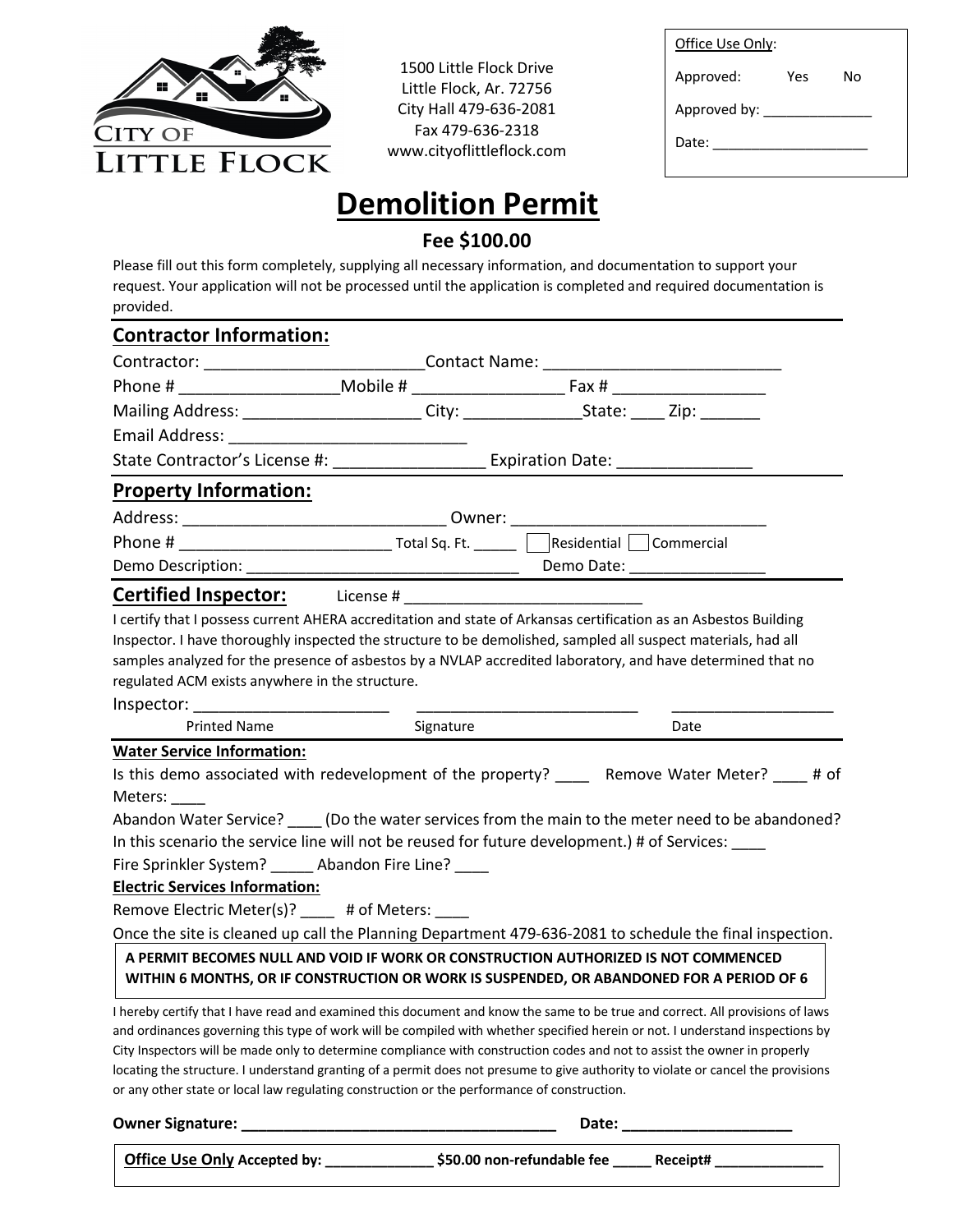CITY OF LITTLE FLOCK

1500 Little Flock Drive
Little Flock, Ar. 72756
City Hall 479-636-2081
Fax 479-636-2318
www.cityoflittleflock.com

Office Use Only:

Approved: Yes No

Approved by: ______________

Date: ____________________

# Demolition Permit

**Fee $100.00**

Please fill out this form completely, supplying all necessary information, and documentation to support your request. Your application will not be processed until the application is completed and required documentation is provided.

## Contractor Information:

Contractor: ________________________ Contact Name: __________________________

Phone # _________________ Mobile # ________________ Fax # ________________

Mailing Address: ___________________ City: _____________ State: ____ Zip: ______

Email Address: __________________________

State Contractor's License #: ________________ Expiration Date: ______________

## Property Information:

Address: ____________________________ Owner: ____________________________

Phone # _______________________ Total Sq. Ft. _____ ☐ Residential ☐ Commercial

Demo Description: ______________________________ Demo Date: _______________

## Certified Inspector:

License # ___________________________

I certify that I possess current AHERA accreditation and state of Arkansas certification as an Asbestos Building Inspector. I have thoroughly inspected the structure to be demolished, sampled all suspect materials, had all samples analyzed for the presence of asbestos by a NVLAP accredited laboratory, and have determined that no regulated ACM exists anywhere in the structure.

Inspector: ______________________ _________________________ __________________

Printed Name Signature Date

**Water Service Information:**

Is this demo associated with redevelopment of the property? ____ Remove Water Meter? ____ # of Meters: ____

Abandon Water Service? ____ (Do the water services from the main to the meter need to be abandoned? In this scenario the service line will not be reused for future development.) # of Services: ____

Fire Sprinkler System? _____ Abandon Fire Line? ____

**Electric Services Information:**

Remove Electric Meter(s)? ____ # of Meters: ____

Once the site is cleaned up call the Planning Department 479-636-2081 to schedule the final inspection.

**A PERMIT BECOMES NULL AND VOID IF WORK OR CONSTRUCTION AUTHORIZED IS NOT COMMENCED WITHIN 6 MONTHS, OR IF CONSTRUCTION OR WORK IS SUSPENDED, OR ABANDONED FOR A PERIOD OF 6**

I hereby certify that I have read and examined this document and know the same to be true and correct. All provisions of laws and ordinances governing this type of work will be compiled with whether specified herein or not. I understand inspections by City Inspectors will be made only to determine compliance with construction codes and not to assist the owner in properly locating the structure. I understand granting of a permit does not presume to give authority to violate or cancel the provisions or any other state or local law regulating construction or the performance of construction.

**Owner Signature: ______________________________________ Date: ____________________**

**Office Use Only Accepted by: _____________ $50.00 non-refundable fee _____ Receipt# _____________**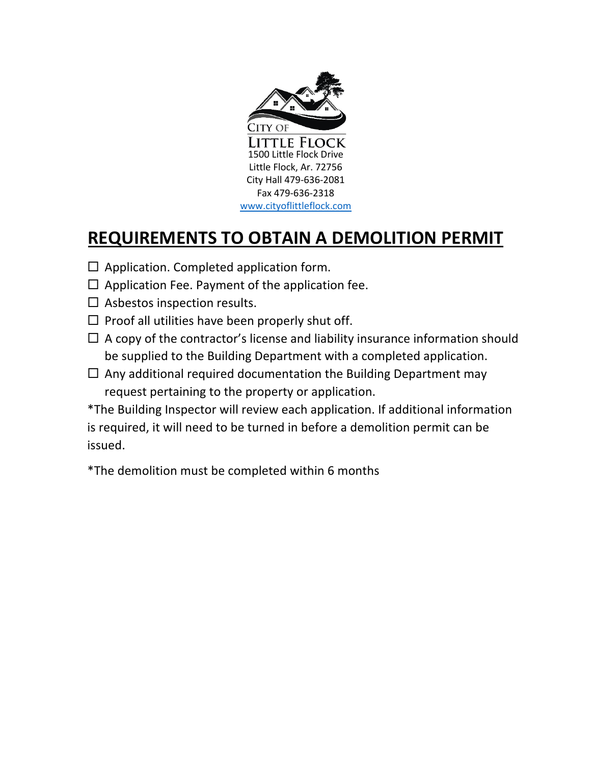CITY OF
LITTLE FLOCK
1500 Little Flock Drive
Little Flock, Ar. 72756
City Hall 479-636-2081
Fax 479-636-2318
www.cityoflittleflock.com

# REQUIREMENTS TO OBTAIN A DEMOLITION PERMIT

- ☐ Application. Completed application form.
- ☐ Application Fee. Payment of the application fee.
- ☐ Asbestos inspection results.
- ☐ Proof all utilities have been properly shut off.
- ☐ A copy of the contractor's license and liability insurance information should be supplied to the Building Department with a completed application.
- ☐ Any additional required documentation the Building Department may request pertaining to the property or application.

*The Building Inspector will review each application. If additional information is required, it will need to be turned in before a demolition permit can be issued.

*The demolition must be completed within 6 months